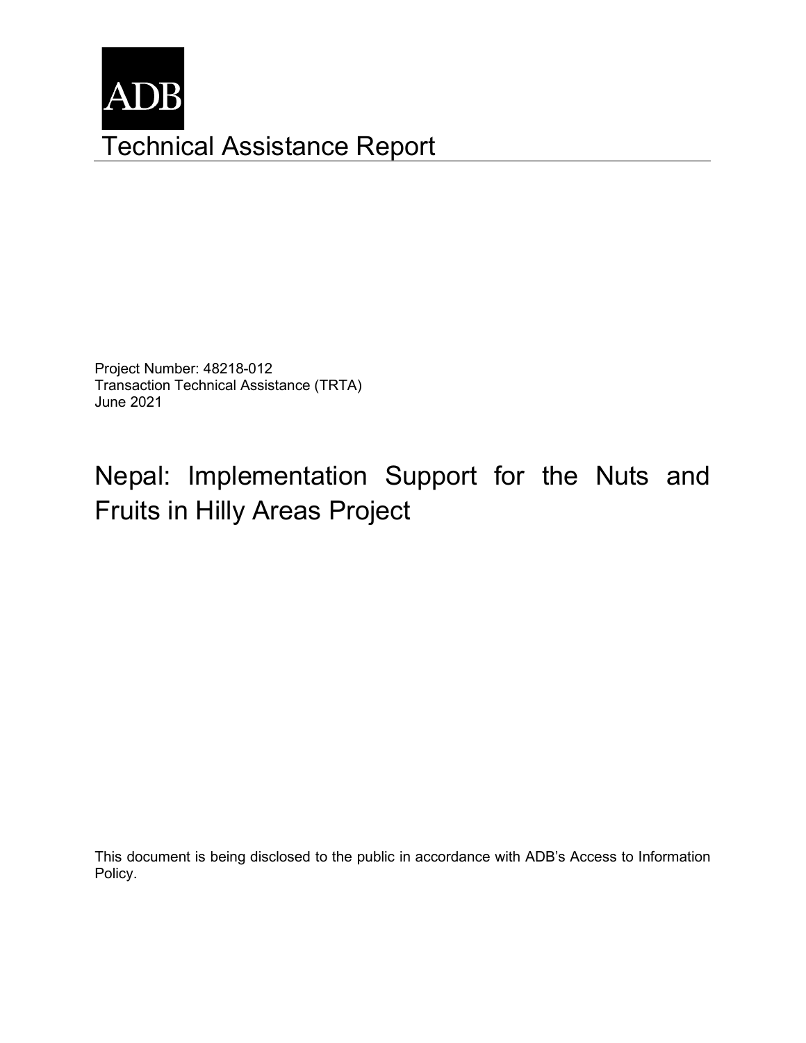ADB

# Technical Assistance Report

Project Number: 48218-012
Transaction Technical Assistance (TRTA)
June 2021

# Nepal: Implementation Support for the Nuts and Fruits in Hilly Areas Project

This document is being disclosed to the public in accordance with ADB's Access to Information Policy.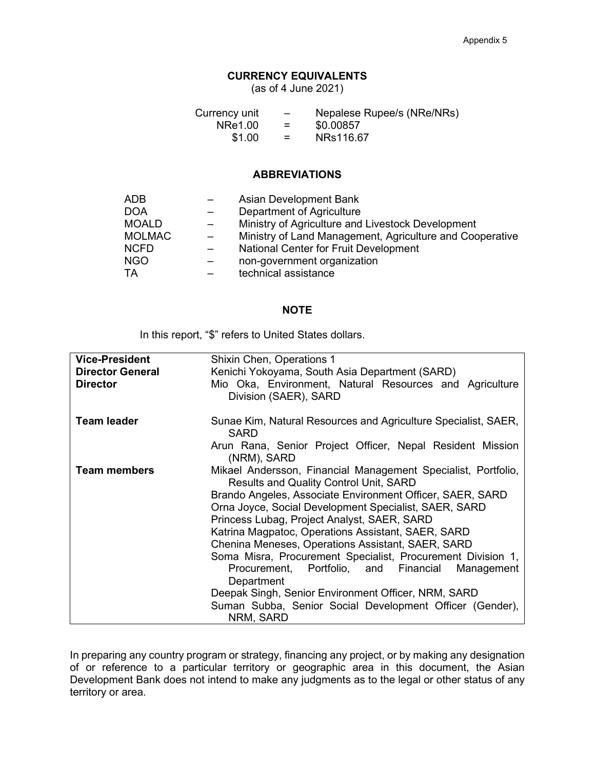## CURRENCY EQUIVALENTS

(as of 4 June 2021)

| | | |
|---|---|---|
| Currency unit | – | Nepalese Rupee/s (NRe/NRs) |
| NRe1.00 | = | \$0.00857 |
| \$1.00 | = | NRs116.67 |

## ABBREVIATIONS

| | | |
|---|---|---|
| ADB | – | Asian Development Bank |
| DOA | – | Department of Agriculture |
| MOALD | – | Ministry of Agriculture and Livestock Development |
| MOLMAC | – | Ministry of Land Management, Agriculture and Cooperative |
| NCFD | – | National Center for Fruit Development |
| NGO | – | non-government organization |
| TA | – | technical assistance |

## NOTE

In this report, "\$" refers to United States dollars.

| | |
|---|---|
| **Vice-President** | Shixin Chen, Operations 1 |
| **Director General** | Kenichi Yokoyama, South Asia Department (SARD) |
| **Director** | Mio Oka, Environment, Natural Resources and Agriculture Division (SAER), SARD |
| **Team leader** | Sunae Kim, Natural Resources and Agriculture Specialist, SAER, SARD<br>Arun Rana, Senior Project Officer, Nepal Resident Mission (NRM), SARD |
| **Team members** | Mikael Andersson, Financial Management Specialist, Portfolio, Results and Quality Control Unit, SARD<br>Brando Angeles, Associate Environment Officer, SAER, SARD<br>Orna Joyce, Social Development Specialist, SAER, SARD<br>Princess Lubag, Project Analyst, SAER, SARD<br>Katrina Magpatoc, Operations Assistant, SAER, SARD<br>Chenina Meneses, Operations Assistant, SAER, SARD<br>Soma Misra, Procurement Specialist, Procurement Division 1, Procurement, Portfolio, and Financial Management Department<br>Deepak Singh, Senior Environment Officer, NRM, SARD<br>Suman Subba, Senior Social Development Officer (Gender), NRM, SARD |

In preparing any country program or strategy, financing any project, or by making any designation of or reference to a particular territory or geographic area in this document, the Asian Development Bank does not intend to make any judgments as to the legal or other status of any territory or area.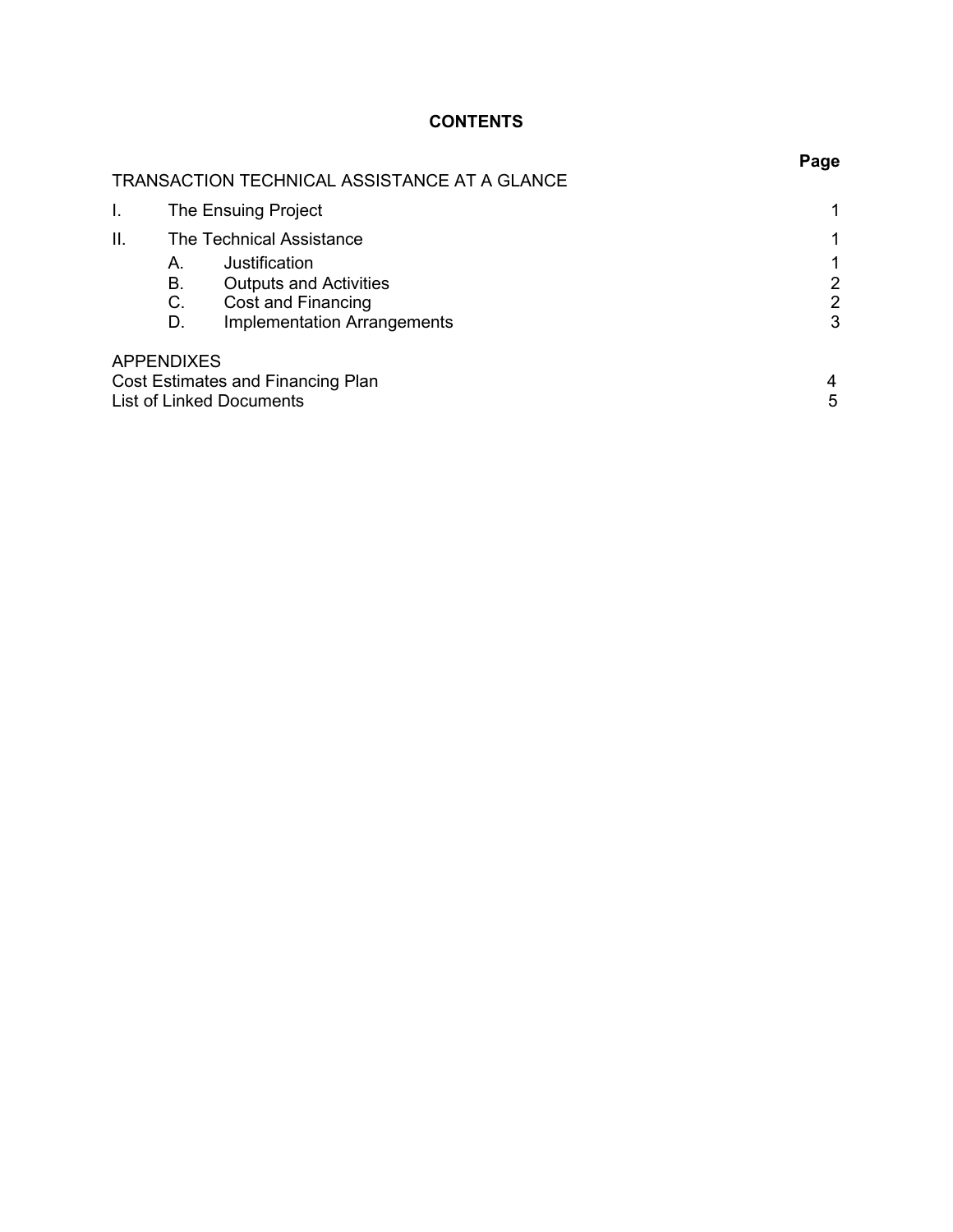# CONTENTS

| | | Page |
|---|---|---|
| TRANSACTION TECHNICAL ASSISTANCE AT A GLANCE | | |
| I. | The Ensuing Project | 1 |
| II. | The Technical Assistance | 1 |
| | A. Justification | 1 |
| | B. Outputs and Activities | 2 |
| | C. Cost and Financing | 2 |
| | D. Implementation Arrangements | 3 |

APPENDIXES

| | |
|---|---|
| Cost Estimates and Financing Plan | 4 |
| List of Linked Documents | 5 |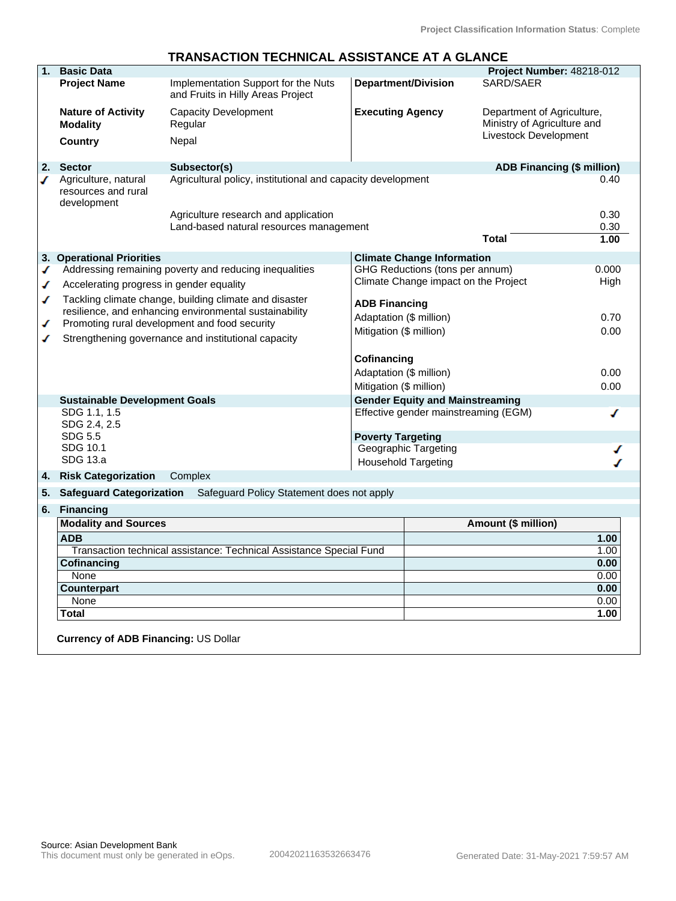Project Classification Information Status: Complete

# TRANSACTION TECHNICAL ASSISTANCE AT A GLANCE

## 1. Basic Data

**Project Number:** 48218-012

| | | | |
|---|---|---|---|
| **Project Name** | Implementation Support for the Nuts and Fruits in Hilly Areas Project | **Department/Division** | SARD/SAER |
| **Nature of Activity** | Capacity Development | **Executing Agency** | Department of Agriculture, Ministry of Agriculture and Livestock Development |
| **Modality** | Regular | | |
| **Country** | Nepal | | |

## 2. Sector

| Sector | Subsector(s) | ADB Financing ($ million) |
|---|---|---|
| ✓ Agriculture, natural resources and rural development | Agricultural policy, institutional and capacity development | 0.40 |
| | Agriculture research and application | 0.30 |
| | Land-based natural resources management | 0.30 |
| | **Total** | **1.00** |

## 3. Operational Priorities

- ✓ Addressing remaining poverty and reducing inequalities
- ✓ Accelerating progress in gender equality
- ✓ Tackling climate change, building climate and disaster resilience, and enhancing environmental sustainability
- ✓ Promoting rural development and food security
- ✓ Strengthening governance and institutional capacity

**Climate Change Information**

| | |
|---|---|
| GHG Reductions (tons per annum) | 0.000 |
| Climate Change impact on the Project | High |
| **ADB Financing** | |
| Adaptation ($ million) | 0.70 |
| Mitigation ($ million) | 0.00 |
| **Cofinancing** | |
| Adaptation ($ million) | 0.00 |
| Mitigation ($ million) | 0.00 |

**Sustainable Development Goals**

SDG 1.1, 1.5
SDG 2.4, 2.5
SDG 5.5
SDG 10.1
SDG 13.a

**Gender Equity and Mainstreaming**

Effective gender mainstreaming (EGM) ✓

**Poverty Targeting**

Geographic Targeting ✓
Household Targeting ✓

## 4. Risk Categorization

Complex

## 5. Safeguard Categorization

Safeguard Policy Statement does not apply

## 6. Financing

| Modality and Sources | Amount ($ million) |
|---|---|
| **ADB** | **1.00** |
| Transaction technical assistance: Technical Assistance Special Fund | 1.00 |
| **Cofinancing** | **0.00** |
| None | 0.00 |
| **Counterpart** | **0.00** |
| None | 0.00 |
| **Total** | **1.00** |

**Currency of ADB Financing:** US Dollar

Source: Asian Development Bank
This document must only be generated in eOps. 20042021163532663476 Generated Date: 31-May-2021 7:59:57 AM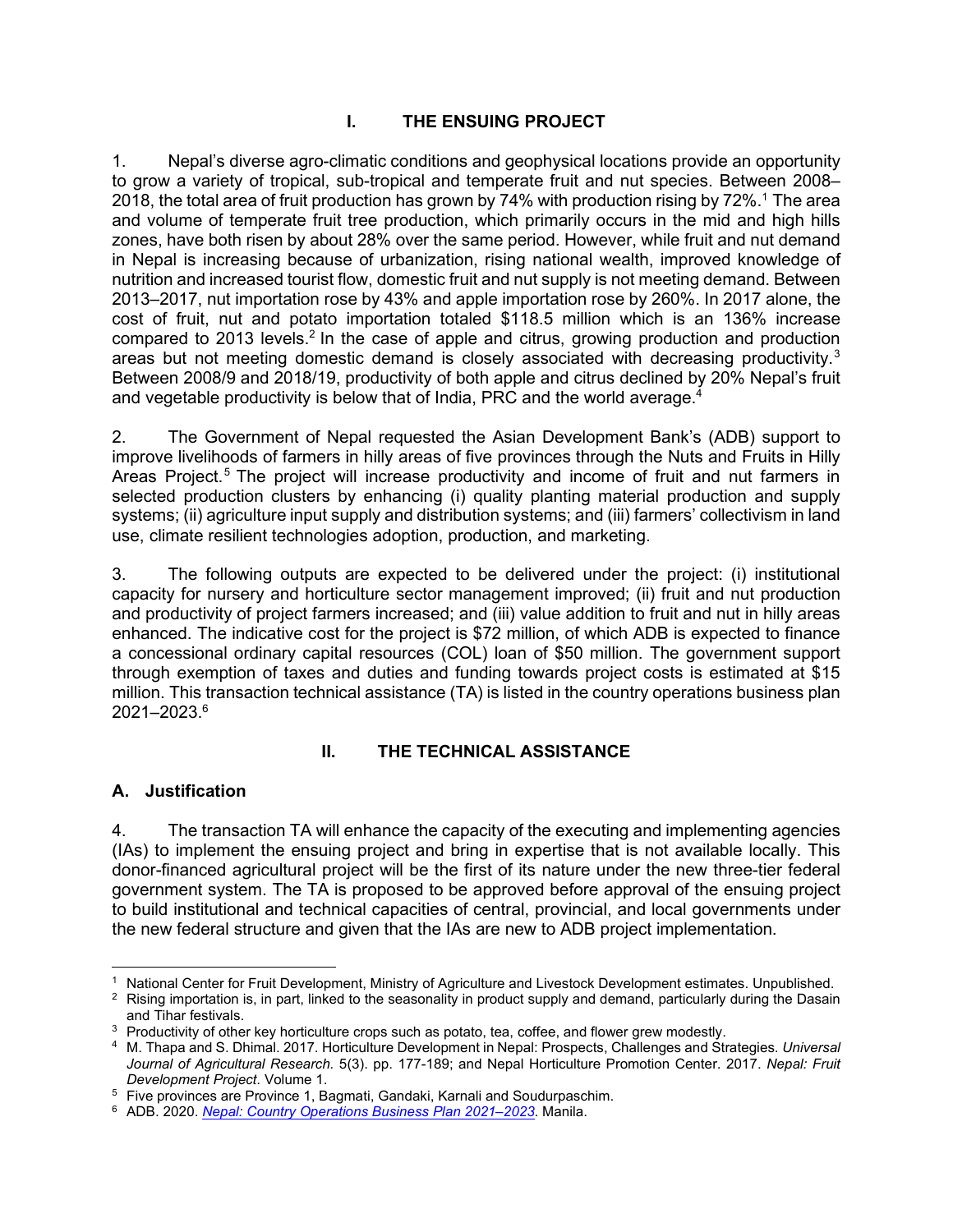## I. THE ENSUING PROJECT

1. Nepal's diverse agro-climatic conditions and geophysical locations provide an opportunity to grow a variety of tropical, sub-tropical and temperate fruit and nut species. Between 2008–2018, the total area of fruit production has grown by 74% with production rising by 72%.[1] The area and volume of temperate fruit tree production, which primarily occurs in the mid and high hills zones, have both risen by about 28% over the same period. However, while fruit and nut demand in Nepal is increasing because of urbanization, rising national wealth, improved knowledge of nutrition and increased tourist flow, domestic fruit and nut supply is not meeting demand. Between 2013–2017, nut importation rose by 43% and apple importation rose by 260%. In 2017 alone, the cost of fruit, nut and potato importation totaled $118.5 million which is an 136% increase compared to 2013 levels.[2] In the case of apple and citrus, growing production and production areas but not meeting domestic demand is closely associated with decreasing productivity.[3] Between 2008/9 and 2018/19, productivity of both apple and citrus declined by 20% Nepal's fruit and vegetable productivity is below that of India, PRC and the world average.[4]

2. The Government of Nepal requested the Asian Development Bank's (ADB) support to improve livelihoods of farmers in hilly areas of five provinces through the Nuts and Fruits in Hilly Areas Project.[5] The project will increase productivity and income of fruit and nut farmers in selected production clusters by enhancing (i) quality planting material production and supply systems; (ii) agriculture input supply and distribution systems; and (iii) farmers' collectivism in land use, climate resilient technologies adoption, production, and marketing.

3. The following outputs are expected to be delivered under the project: (i) institutional capacity for nursery and horticulture sector management improved; (ii) fruit and nut production and productivity of project farmers increased; and (iii) value addition to fruit and nut in hilly areas enhanced. The indicative cost for the project is $72 million, of which ADB is expected to finance a concessional ordinary capital resources (COL) loan of $50 million. The government support through exemption of taxes and duties and funding towards project costs is estimated at $15 million. This transaction technical assistance (TA) is listed in the country operations business plan 2021–2023.[6]

## II. THE TECHNICAL ASSISTANCE

### A. Justification

4. The transaction TA will enhance the capacity of the executing and implementing agencies (IAs) to implement the ensuing project and bring in expertise that is not available locally. This donor-financed agricultural project will be the first of its nature under the new three-tier federal government system. The TA is proposed to be approved before approval of the ensuing project to build institutional and technical capacities of central, provincial, and local governments under the new federal structure and given that the IAs are new to ADB project implementation.

---

[1] National Center for Fruit Development, Ministry of Agriculture and Livestock Development estimates. Unpublished.

[2] Rising importation is, in part, linked to the seasonality in product supply and demand, particularly during the Dasain and Tihar festivals.

[3] Productivity of other key horticulture crops such as potato, tea, coffee, and flower grew modestly.

[4] M. Thapa and S. Dhimal. 2017. Horticulture Development in Nepal: Prospects, Challenges and Strategies. *Universal Journal of Agricultural Research*. 5(3). pp. 177-189; and Nepal Horticulture Promotion Center. 2017. *Nepal: Fruit Development Project*. Volume 1.

[5] Five provinces are Province 1, Bagmati, Gandaki, Karnali and Soudurpaschim.

[6] ADB. 2020. *Nepal: Country Operations Business Plan 2021–2023*. Manila.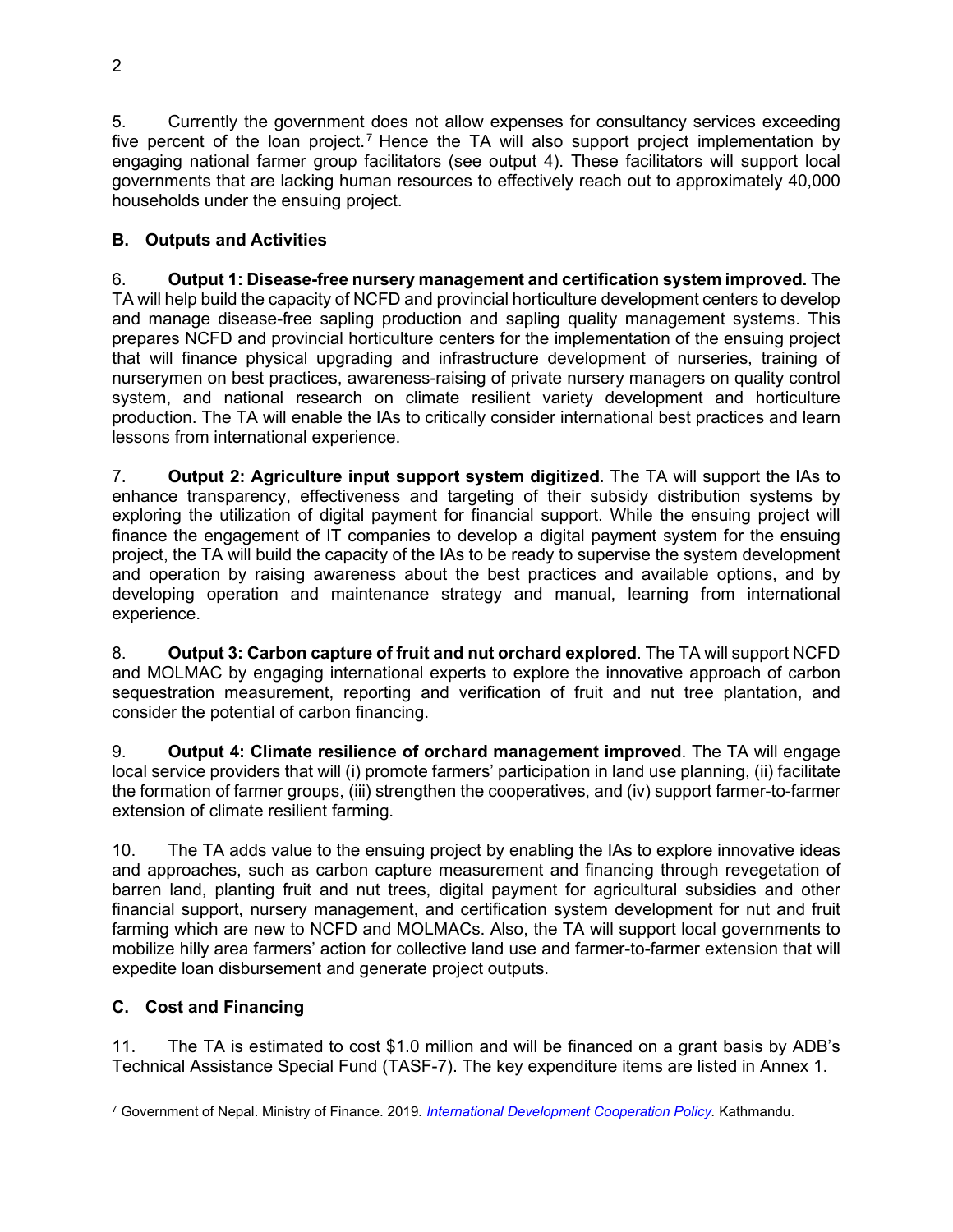5. Currently the government does not allow expenses for consultancy services exceeding five percent of the loan project.[7] Hence the TA will also support project implementation by engaging national farmer group facilitators (see output 4). These facilitators will support local governments that are lacking human resources to effectively reach out to approximately 40,000 households under the ensuing project.

### B. Outputs and Activities

6. **Output 1: Disease-free nursery management and certification system improved.** The TA will help build the capacity of NCFD and provincial horticulture development centers to develop and manage disease-free sapling production and sapling quality management systems. This prepares NCFD and provincial horticulture centers for the implementation of the ensuing project that will finance physical upgrading and infrastructure development of nurseries, training of nurserymen on best practices, awareness-raising of private nursery managers on quality control system, and national research on climate resilient variety development and horticulture production. The TA will enable the IAs to critically consider international best practices and learn lessons from international experience.

7. **Output 2: Agriculture input support system digitized**. The TA will support the IAs to enhance transparency, effectiveness and targeting of their subsidy distribution systems by exploring the utilization of digital payment for financial support. While the ensuing project will finance the engagement of IT companies to develop a digital payment system for the ensuing project, the TA will build the capacity of the IAs to be ready to supervise the system development and operation by raising awareness about the best practices and available options, and by developing operation and maintenance strategy and manual, learning from international experience.

8. **Output 3: Carbon capture of fruit and nut orchard explored**. The TA will support NCFD and MOLMAC by engaging international experts to explore the innovative approach of carbon sequestration measurement, reporting and verification of fruit and nut tree plantation, and consider the potential of carbon financing.

9. **Output 4: Climate resilience of orchard management improved**. The TA will engage local service providers that will (i) promote farmers' participation in land use planning, (ii) facilitate the formation of farmer groups, (iii) strengthen the cooperatives, and (iv) support farmer-to-farmer extension of climate resilient farming.

10. The TA adds value to the ensuing project by enabling the IAs to explore innovative ideas and approaches, such as carbon capture measurement and financing through revegetation of barren land, planting fruit and nut trees, digital payment for agricultural subsidies and other financial support, nursery management, and certification system development for nut and fruit farming which are new to NCFD and MOLMACs. Also, the TA will support local governments to mobilize hilly area farmers' action for collective land use and farmer-to-farmer extension that will expedite loan disbursement and generate project outputs.

### C. Cost and Financing

11. The TA is estimated to cost $1.0 million and will be financed on a grant basis by ADB's Technical Assistance Special Fund (TASF-7). The key expenditure items are listed in Annex 1.

---

[7] Government of Nepal. Ministry of Finance. 2019. *International Development Cooperation Policy*. Kathmandu.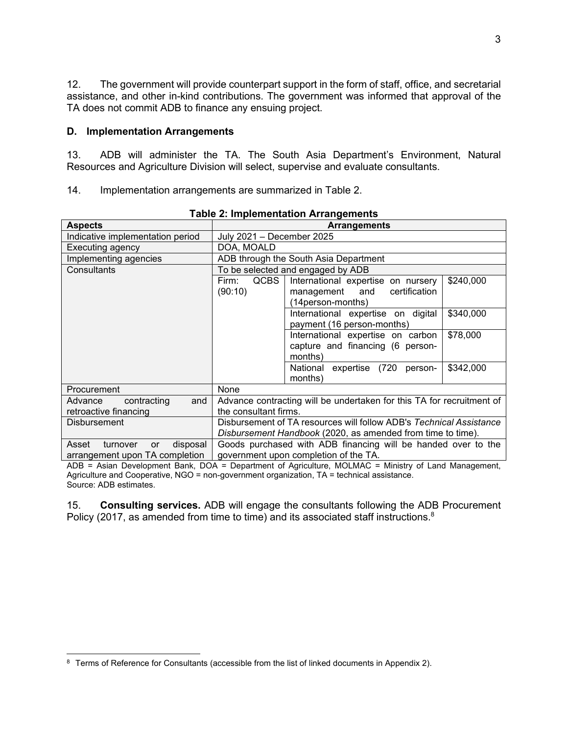12. The government will provide counterpart support in the form of staff, office, and secretarial assistance, and other in-kind contributions. The government was informed that approval of the TA does not commit ADB to finance any ensuing project.

### D. Implementation Arrangements

13. ADB will administer the TA. The South Asia Department's Environment, Natural Resources and Agriculture Division will select, supervise and evaluate consultants.

14. Implementation arrangements are summarized in Table 2.

**Table 2: Implementation Arrangements**

| Aspects | Arrangements | | |
|---|---|---|---|
| Indicative implementation period | July 2021 – December 2025 | | |
| Executing agency | DOA, MOALD | | |
| Implementing agencies | ADB through the South Asia Department | | |
| Consultants | To be selected and engaged by ADB | | |
| | Firm: QCBS (90:10) | International expertise on nursery management and certification (14person-months) | $240,000 |
| | | International expertise on digital payment (16 person-months) | $340,000 |
| | | International expertise on carbon capture and financing (6 person-months) | $78,000 |
| | | National expertise (720 person-months) | $342,000 |
| Procurement | None | | |
| Advance contracting and retroactive financing | Advance contracting will be undertaken for this TA for recruitment of the consultant firms. | | |
| Disbursement | Disbursement of TA resources will follow ADB's *Technical Assistance Disbursement Handbook* (2020, as amended from time to time). | | |
| Asset turnover or disposal arrangement upon TA completion | Goods purchased with ADB financing will be handed over to the government upon completion of the TA. | | |

ADB = Asian Development Bank, DOA = Department of Agriculture, MOLMAC = Ministry of Land Management, Agriculture and Cooperative, NGO = non-government organization, TA = technical assistance.
Source: ADB estimates.

15. **Consulting services.** ADB will engage the consultants following the ADB Procurement Policy (2017, as amended from time to time) and its associated staff instructions.[8]

[8] Terms of Reference for Consultants (accessible from the list of linked documents in Appendix 2).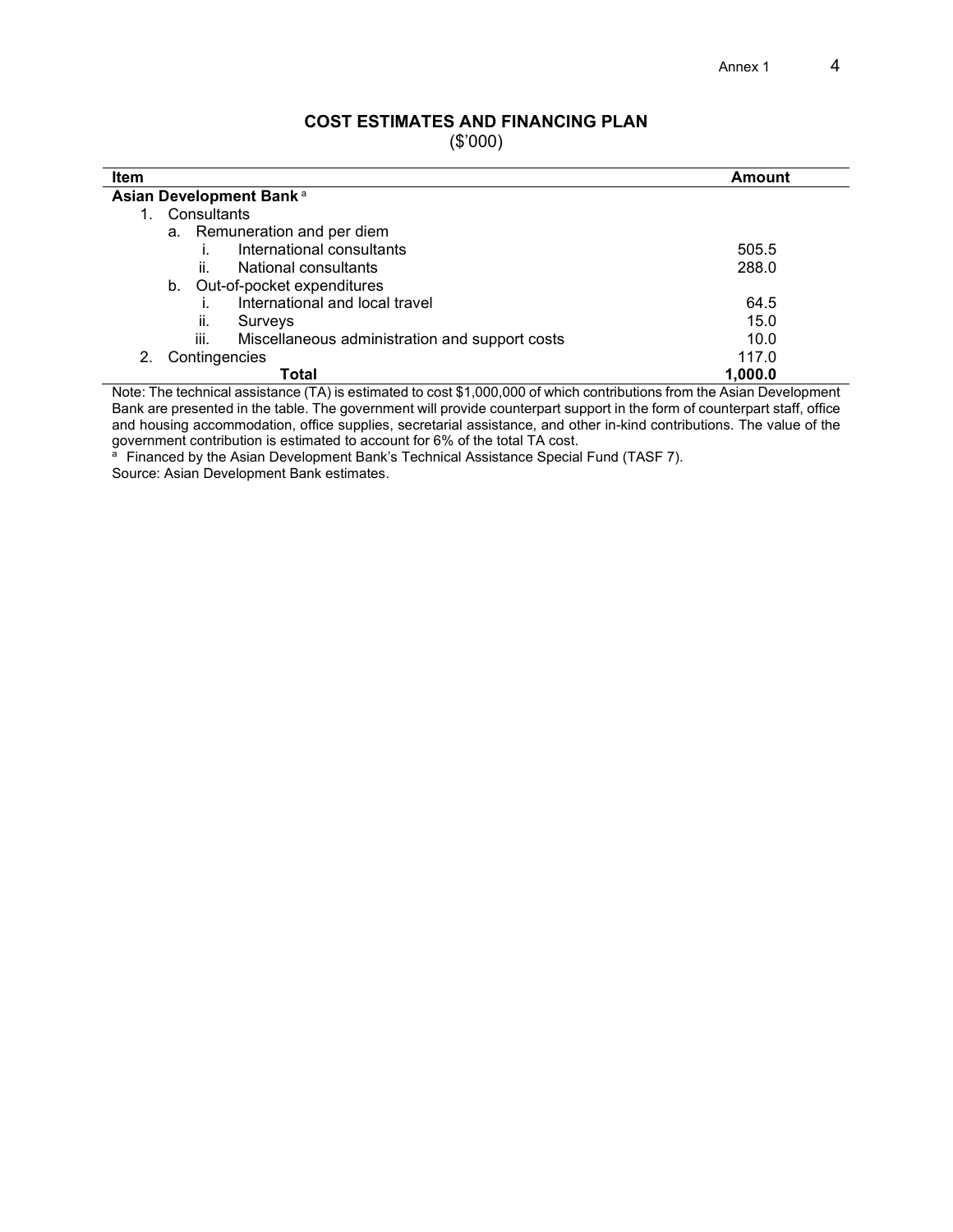## COST ESTIMATES AND FINANCING PLAN

($'000)

| Item | Amount |
|---|---|
| **Asian Development Bank** [a] | |
| 1. Consultants | |
| a. Remuneration and per diem | |
| i. International consultants | 505.5 |
| ii. National consultants | 288.0 |
| b. Out-of-pocket expenditures | |
| i. International and local travel | 64.5 |
| ii. Surveys | 15.0 |
| iii. Miscellaneous administration and support costs | 10.0 |
| 2. Contingencies | 117.0 |
| **Total** | **1,000.0** |

Note: The technical assistance (TA) is estimated to cost $1,000,000 of which contributions from the Asian Development Bank are presented in the table. The government will provide counterpart support in the form of counterpart staff, office and housing accommodation, office supplies, secretarial assistance, and other in-kind contributions. The value of the government contribution is estimated to account for 6% of the total TA cost.

[a] Financed by the Asian Development Bank's Technical Assistance Special Fund (TASF 7).

Source: Asian Development Bank estimates.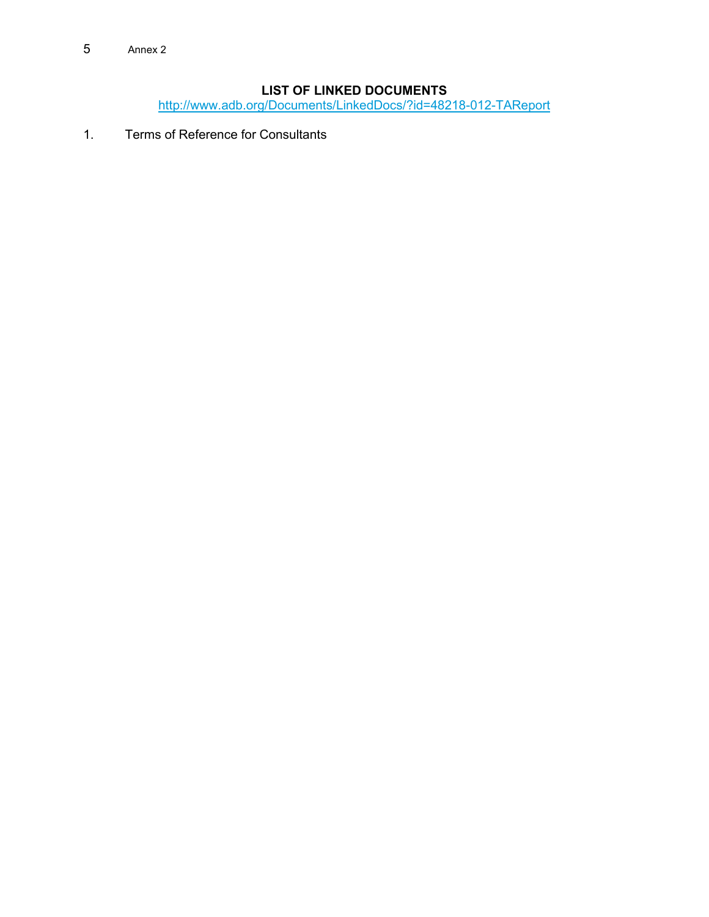Annex 2

## LIST OF LINKED DOCUMENTS

http://www.adb.org/Documents/LinkedDocs/?id=48218-012-TAReport

1. Terms of Reference for Consultants